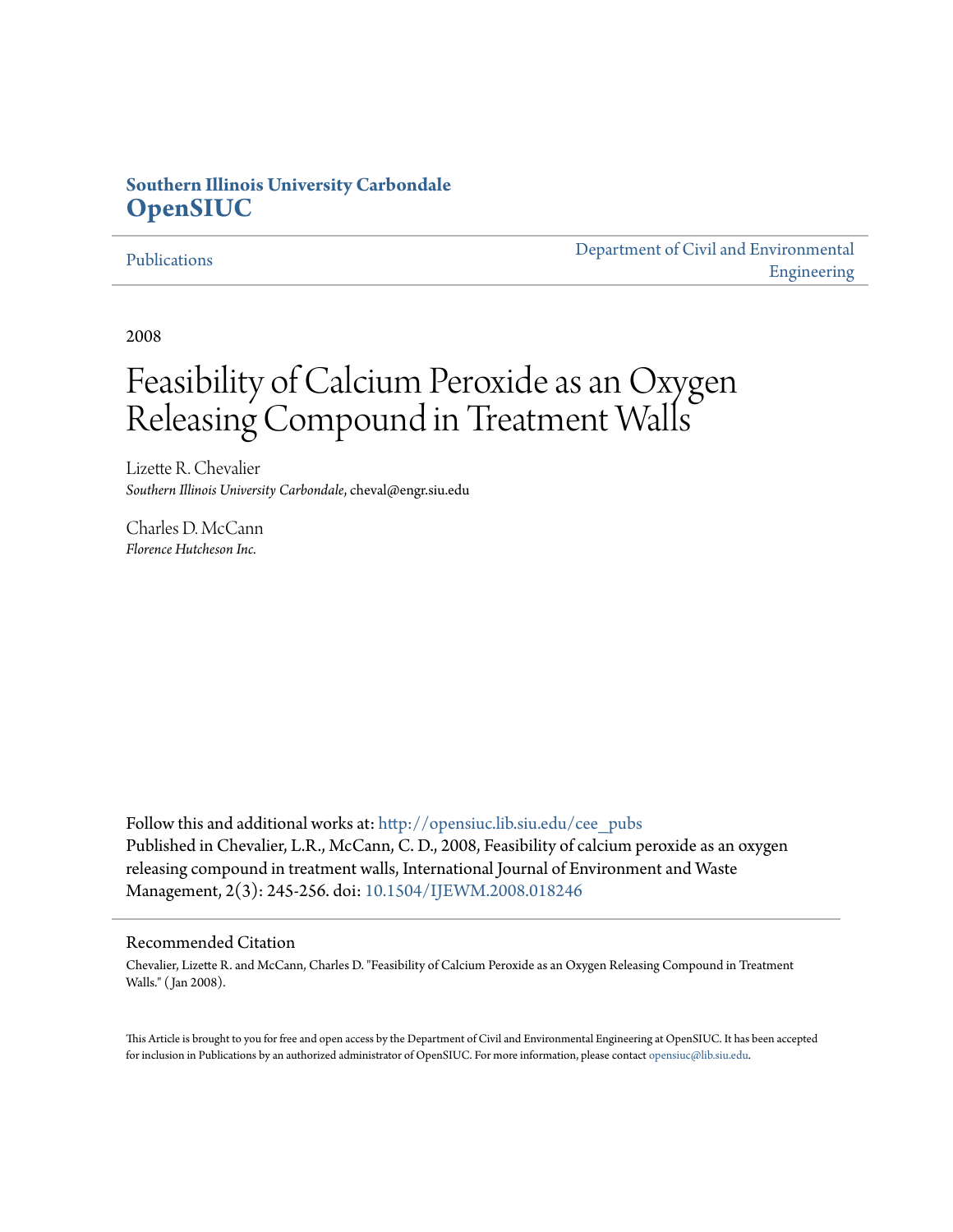**Southern Illinois University Carbondale**
**OpenSIUC**

Publications | Department of Civil and Environmental Engineering

2008

# Feasibility of Calcium Peroxide as an Oxygen Releasing Compound in Treatment Walls

Lizette R. Chevalier
*Southern Illinois University Carbondale*, cheval@engr.siu.edu

Charles D. McCann
*Florence Hutcheson Inc.*

Follow this and additional works at: http://opensiuc.lib.siu.edu/cee_pubs
Published in Chevalier, L.R., McCann, C. D., 2008, Feasibility of calcium peroxide as an oxygen releasing compound in treatment walls, International Journal of Environment and Waste Management, 2(3): 245-256. doi: 10.1504/IJEWM.2008.018246

## Recommended Citation

Chevalier, Lizette R. and McCann, Charles D. "Feasibility of Calcium Peroxide as an Oxygen Releasing Compound in Treatment Walls." ( Jan 2008).

This Article is brought to you for free and open access by the Department of Civil and Environmental Engineering at OpenSIUC. It has been accepted for inclusion in Publications by an authorized administrator of OpenSIUC. For more information, please contact opensiuc@lib.siu.edu.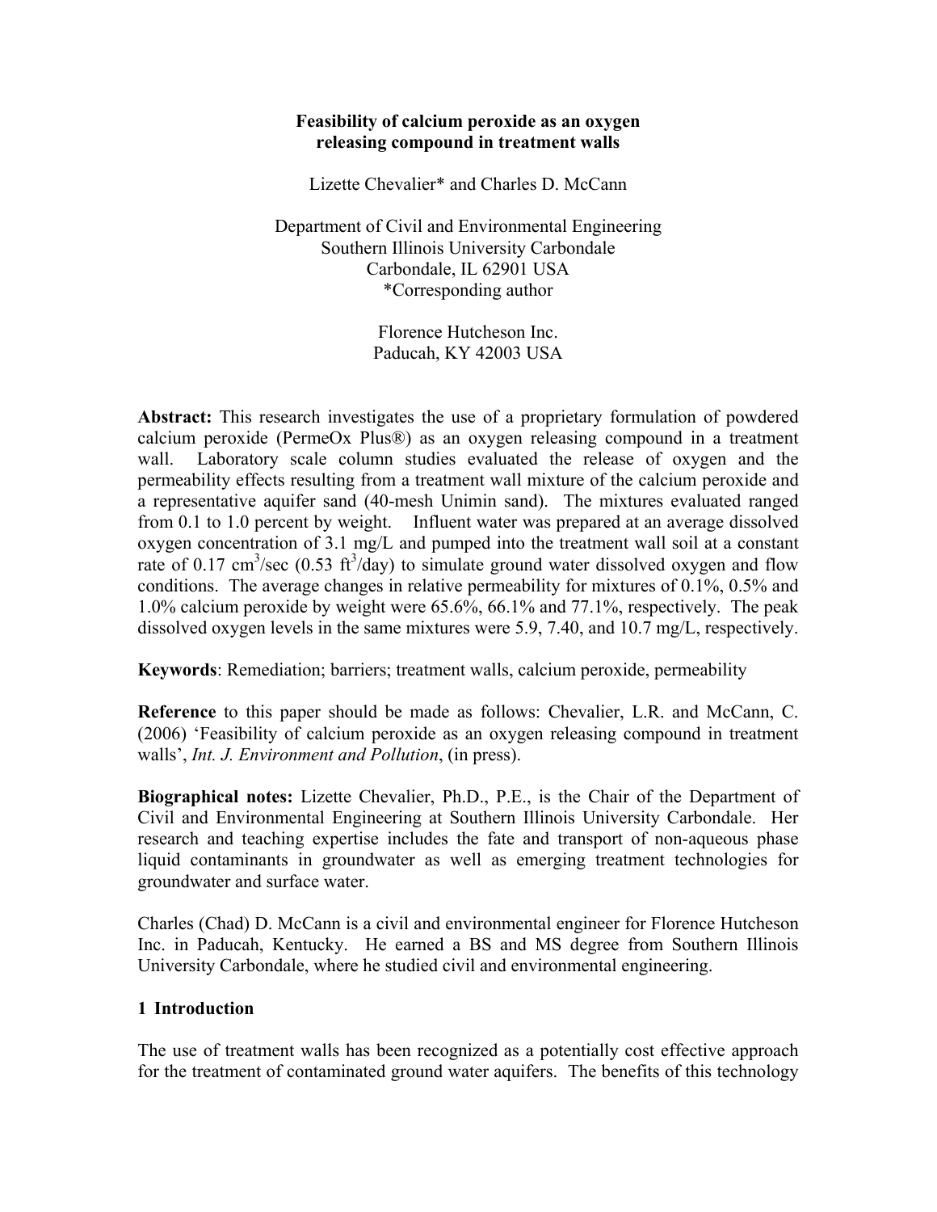**Feasibility of calcium peroxide as an oxygen releasing compound in treatment walls**

Lizette Chevalier* and Charles D. McCann

Department of Civil and Environmental Engineering
Southern Illinois University Carbondale
Carbondale, IL 62901 USA
*Corresponding author

Florence Hutcheson Inc.
Paducah, KY 42003 USA

**Abstract:** This research investigates the use of a proprietary formulation of powdered calcium peroxide (PermeOx Plus®) as an oxygen releasing compound in a treatment wall. Laboratory scale column studies evaluated the release of oxygen and the permeability effects resulting from a treatment wall mixture of the calcium peroxide and a representative aquifer sand (40-mesh Unimin sand). The mixtures evaluated ranged from 0.1 to 1.0 percent by weight. Influent water was prepared at an average dissolved oxygen concentration of 3.1 mg/L and pumped into the treatment wall soil at a constant rate of 0.17 $cm^3$/sec (0.53 $ft^3$/day) to simulate ground water dissolved oxygen and flow conditions. The average changes in relative permeability for mixtures of 0.1%, 0.5% and 1.0% calcium peroxide by weight were 65.6%, 66.1% and 77.1%, respectively. The peak dissolved oxygen levels in the same mixtures were 5.9, 7.40, and 10.7 mg/L, respectively.

**Keywords**: Remediation; barriers; treatment walls, calcium peroxide, permeability

**Reference** to this paper should be made as follows: Chevalier, L.R. and McCann, C. (2006) 'Feasibility of calcium peroxide as an oxygen releasing compound in treatment walls', *Int. J. Environment and Pollution*, (in press).

**Biographical notes:** Lizette Chevalier, Ph.D., P.E., is the Chair of the Department of Civil and Environmental Engineering at Southern Illinois University Carbondale. Her research and teaching expertise includes the fate and transport of non-aqueous phase liquid contaminants in groundwater as well as emerging treatment technologies for groundwater and surface water.

Charles (Chad) D. McCann is a civil and environmental engineer for Florence Hutcheson Inc. in Paducah, Kentucky. He earned a BS and MS degree from Southern Illinois University Carbondale, where he studied civil and environmental engineering.

## 1 Introduction

The use of treatment walls has been recognized as a potentially cost effective approach for the treatment of contaminated ground water aquifers. The benefits of this technology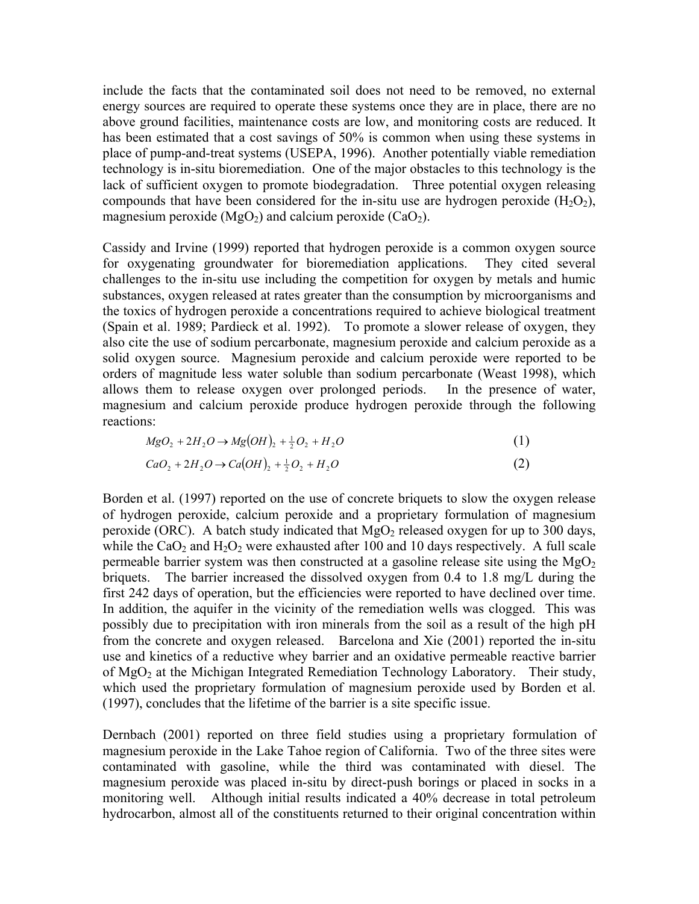include the facts that the contaminated soil does not need to be removed, no external energy sources are required to operate these systems once they are in place, there are no above ground facilities, maintenance costs are low, and monitoring costs are reduced. It has been estimated that a cost savings of 50% is common when using these systems in place of pump-and-treat systems (USEPA, 1996). Another potentially viable remediation technology is in-situ bioremediation. One of the major obstacles to this technology is the lack of sufficient oxygen to promote biodegradation. Three potential oxygen releasing compounds that have been considered for the in-situ use are hydrogen peroxide ($H_2O_2$), magnesium peroxide ($MgO_2$) and calcium peroxide ($CaO_2$).

Cassidy and Irvine (1999) reported that hydrogen peroxide is a common oxygen source for oxygenating groundwater for bioremediation applications. They cited several challenges to the in-situ use including the competition for oxygen by metals and humic substances, oxygen released at rates greater than the consumption by microorganisms and the toxics of hydrogen peroxide a concentrations required to achieve biological treatment (Spain et al. 1989; Pardieck et al. 1992). To promote a slower release of oxygen, they also cite the use of sodium percarbonate, magnesium peroxide and calcium peroxide as a solid oxygen source. Magnesium peroxide and calcium peroxide were reported to be orders of magnitude less water soluble than sodium percarbonate (Weast 1998), which allows them to release oxygen over prolonged periods. In the presence of water, magnesium and calcium peroxide produce hydrogen peroxide through the following reactions:

$$MgO_2 + 2H_2O \rightarrow Mg(OH)_2 + \tfrac{1}{2}O_2 + H_2O \qquad (1)$$

$$CaO_2 + 2H_2O \rightarrow Ca(OH)_2 + \tfrac{1}{2}O_2 + H_2O \qquad (2)$$

Borden et al. (1997) reported on the use of concrete briquets to slow the oxygen release of hydrogen peroxide, calcium peroxide and a proprietary formulation of magnesium peroxide (ORC). A batch study indicated that $MgO_2$ released oxygen for up to 300 days, while the $CaO_2$ and $H_2O_2$ were exhausted after 100 and 10 days respectively. A full scale permeable barrier system was then constructed at a gasoline release site using the $MgO_2$ briquets. The barrier increased the dissolved oxygen from 0.4 to 1.8 mg/L during the first 242 days of operation, but the efficiencies were reported to have declined over time. In addition, the aquifer in the vicinity of the remediation wells was clogged. This was possibly due to precipitation with iron minerals from the soil as a result of the high pH from the concrete and oxygen released. Barcelona and Xie (2001) reported the in-situ use and kinetics of a reductive whey barrier and an oxidative permeable reactive barrier of $MgO_2$ at the Michigan Integrated Remediation Technology Laboratory. Their study, which used the proprietary formulation of magnesium peroxide used by Borden et al. (1997), concludes that the lifetime of the barrier is a site specific issue.

Dernbach (2001) reported on three field studies using a proprietary formulation of magnesium peroxide in the Lake Tahoe region of California. Two of the three sites were contaminated with gasoline, while the third was contaminated with diesel. The magnesium peroxide was placed in-situ by direct-push borings or placed in socks in a monitoring well. Although initial results indicated a 40% decrease in total petroleum hydrocarbon, almost all of the constituents returned to their original concentration within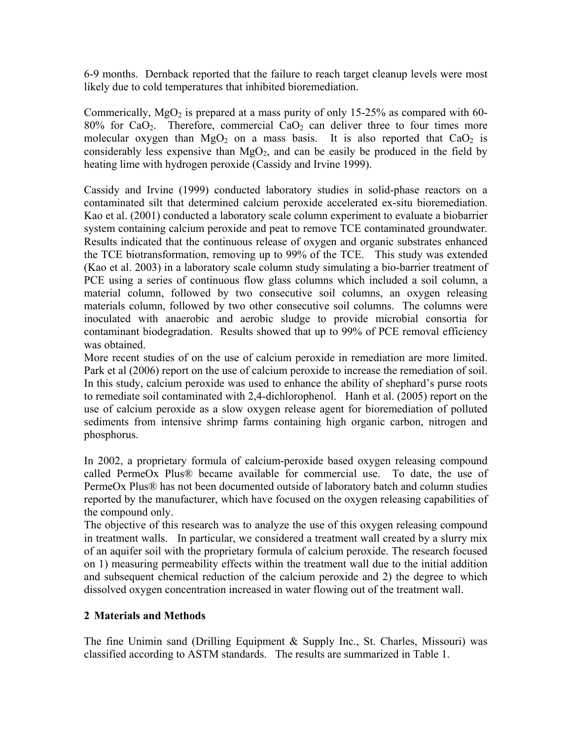6-9 months. Dernback reported that the failure to reach target cleanup levels were most likely due to cold temperatures that inhibited bioremediation.

Commerically, $MgO_2$ is prepared at a mass purity of only 15-25% as compared with 60-80% for $CaO_2$. Therefore, commercial $CaO_2$ can deliver three to four times more molecular oxygen than $MgO_2$ on a mass basis. It is also reported that $CaO_2$ is considerably less expensive than $MgO_2$, and can be easily be produced in the field by heating lime with hydrogen peroxide (Cassidy and Irvine 1999).

Cassidy and Irvine (1999) conducted laboratory studies in solid-phase reactors on a contaminated silt that determined calcium peroxide accelerated ex-situ bioremediation. Kao et al. (2001) conducted a laboratory scale column experiment to evaluate a biobarrier system containing calcium peroxide and peat to remove TCE contaminated groundwater. Results indicated that the continuous release of oxygen and organic substrates enhanced the TCE biotransformation, removing up to 99% of the TCE. This study was extended (Kao et al. 2003) in a laboratory scale column study simulating a bio-barrier treatment of PCE using a series of continuous flow glass columns which included a soil column, a material column, followed by two consecutive soil columns, an oxygen releasing materials column, followed by two other consecutive soil columns. The columns were inoculated with anaerobic and aerobic sludge to provide microbial consortia for contaminant biodegradation. Results showed that up to 99% of PCE removal efficiency was obtained.

More recent studies of on the use of calcium peroxide in remediation are more limited. Park et al (2006) report on the use of calcium peroxide to increase the remediation of soil. In this study, calcium peroxide was used to enhance the ability of shephard's purse roots to remediate soil contaminated with 2,4-dichlorophenol. Hanh et al. (2005) report on the use of calcium peroxide as a slow oxygen release agent for bioremediation of polluted sediments from intensive shrimp farms containing high organic carbon, nitrogen and phosphorus.

In 2002, a proprietary formula of calcium-peroxide based oxygen releasing compound called PermeOx Plus® became available for commercial use. To date, the use of PermeOx Plus® has not been documented outside of laboratory batch and column studies reported by the manufacturer, which have focused on the oxygen releasing capabilities of the compound only.

The objective of this research was to analyze the use of this oxygen releasing compound in treatment walls. In particular, we considered a treatment wall created by a slurry mix of an aquifer soil with the proprietary formula of calcium peroxide. The research focused on 1) measuring permeability effects within the treatment wall due to the initial addition and subsequent chemical reduction of the calcium peroxide and 2) the degree to which dissolved oxygen concentration increased in water flowing out of the treatment wall.

## 2 Materials and Methods

The fine Unimin sand (Drilling Equipment & Supply Inc., St. Charles, Missouri) was classified according to ASTM standards. The results are summarized in Table 1.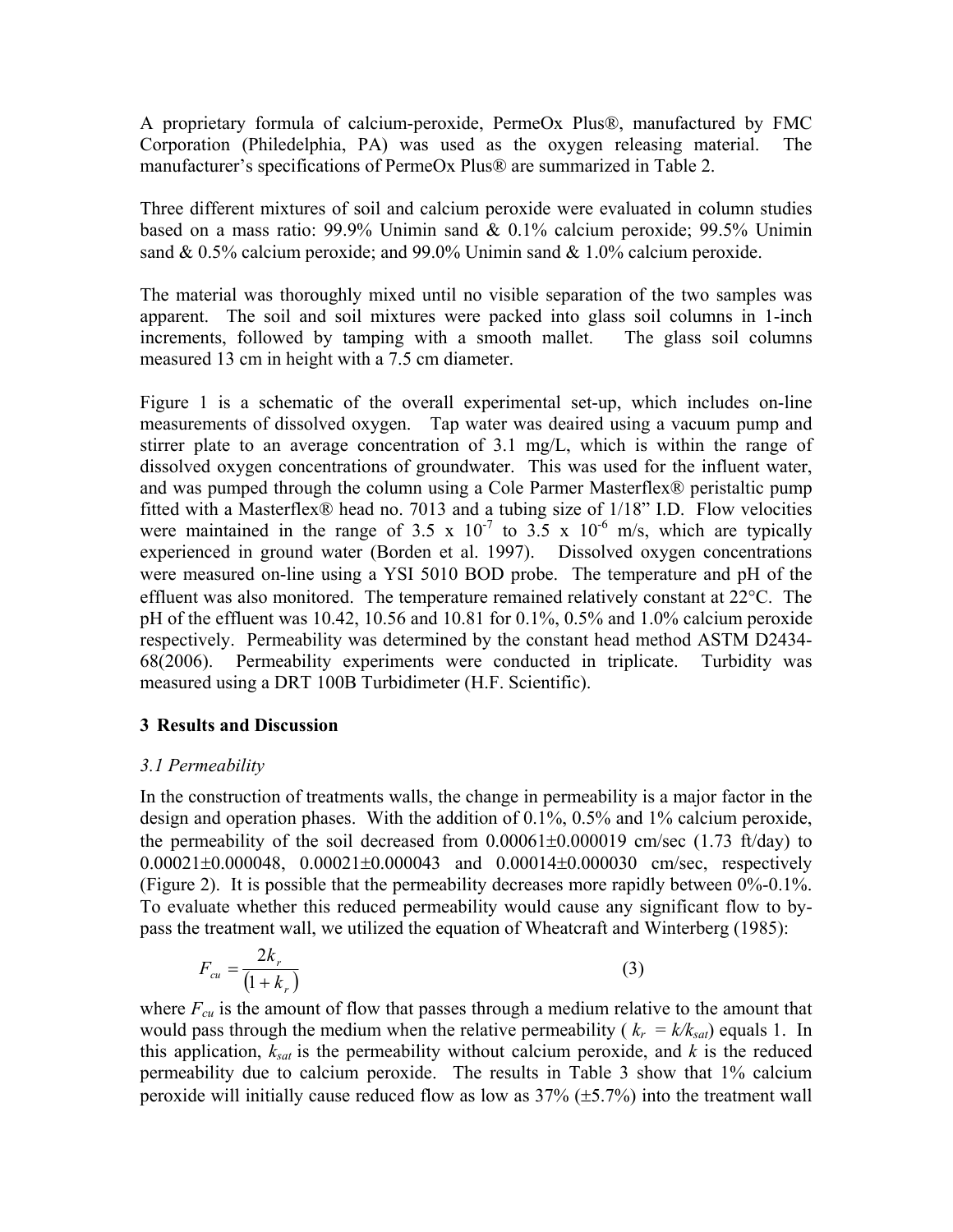A proprietary formula of calcium-peroxide, PermeOx Plus®, manufactured by FMC Corporation (Philedelphia, PA) was used as the oxygen releasing material. The manufacturer's specifications of PermeOx Plus® are summarized in Table 2.

Three different mixtures of soil and calcium peroxide were evaluated in column studies based on a mass ratio: 99.9% Unimin sand & 0.1% calcium peroxide; 99.5% Unimin sand & 0.5% calcium peroxide; and 99.0% Unimin sand & 1.0% calcium peroxide.

The material was thoroughly mixed until no visible separation of the two samples was apparent. The soil and soil mixtures were packed into glass soil columns in 1-inch increments, followed by tamping with a smooth mallet. The glass soil columns measured 13 cm in height with a 7.5 cm diameter.

Figure 1 is a schematic of the overall experimental set-up, which includes on-line measurements of dissolved oxygen. Tap water was deaired using a vacuum pump and stirrer plate to an average concentration of 3.1 mg/L, which is within the range of dissolved oxygen concentrations of groundwater. This was used for the influent water, and was pumped through the column using a Cole Parmer Masterflex® peristaltic pump fitted with a Masterflex® head no. 7013 and a tubing size of 1/18" I.D. Flow velocities were maintained in the range of $3.5 \times 10^{-7}$ to $3.5 \times 10^{-6}$ m/s, which are typically experienced in ground water (Borden et al. 1997). Dissolved oxygen concentrations were measured on-line using a YSI 5010 BOD probe. The temperature and pH of the effluent was also monitored. The temperature remained relatively constant at 22°C. The pH of the effluent was 10.42, 10.56 and 10.81 for 0.1%, 0.5% and 1.0% calcium peroxide respectively. Permeability was determined by the constant head method ASTM D2434-68(2006). Permeability experiments were conducted in triplicate. Turbidity was measured using a DRT 100B Turbidimeter (H.F. Scientific).

## 3 Results and Discussion

### *3.1 Permeability*

In the construction of treatments walls, the change in permeability is a major factor in the design and operation phases. With the addition of 0.1%, 0.5% and 1% calcium peroxide, the permeability of the soil decreased from 0.00061±0.000019 cm/sec (1.73 ft/day) to 0.00021±0.000048, 0.00021±0.000043 and 0.00014±0.000030 cm/sec, respectively (Figure 2). It is possible that the permeability decreases more rapidly between 0%-0.1%. To evaluate whether this reduced permeability would cause any significant flow to by-pass the treatment wall, we utilized the equation of Wheatcraft and Winterberg (1985):

$$F_{cu} = \frac{2k_r}{(1+k_r)} \qquad (3)$$

where $F_{cu}$ is the amount of flow that passes through a medium relative to the amount that would pass through the medium when the relative permeability ( $k_r = k/k_{sat}$) equals 1. In this application, $k_{sat}$ is the permeability without calcium peroxide, and $k$ is the reduced permeability due to calcium peroxide. The results in Table 3 show that 1% calcium peroxide will initially cause reduced flow as low as 37% (±5.7%) into the treatment wall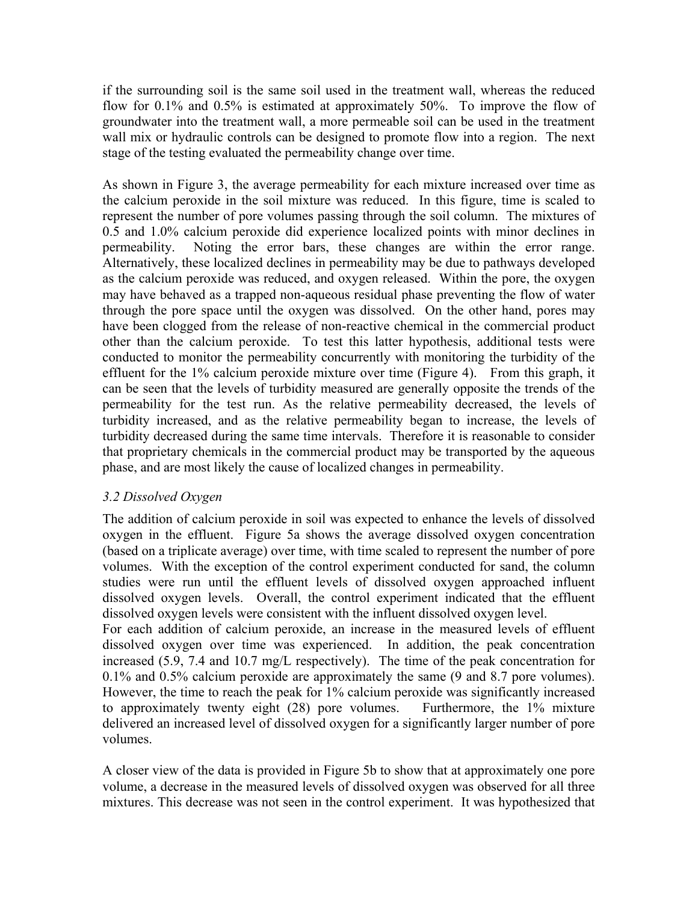if the surrounding soil is the same soil used in the treatment wall, whereas the reduced flow for 0.1% and 0.5% is estimated at approximately 50%. To improve the flow of groundwater into the treatment wall, a more permeable soil can be used in the treatment wall mix or hydraulic controls can be designed to promote flow into a region. The next stage of the testing evaluated the permeability change over time.

As shown in Figure 3, the average permeability for each mixture increased over time as the calcium peroxide in the soil mixture was reduced. In this figure, time is scaled to represent the number of pore volumes passing through the soil column. The mixtures of 0.5 and 1.0% calcium peroxide did experience localized points with minor declines in permeability. Noting the error bars, these changes are within the error range. Alternatively, these localized declines in permeability may be due to pathways developed as the calcium peroxide was reduced, and oxygen released. Within the pore, the oxygen may have behaved as a trapped non-aqueous residual phase preventing the flow of water through the pore space until the oxygen was dissolved. On the other hand, pores may have been clogged from the release of non-reactive chemical in the commercial product other than the calcium peroxide. To test this latter hypothesis, additional tests were conducted to monitor the permeability concurrently with monitoring the turbidity of the effluent for the 1% calcium peroxide mixture over time (Figure 4). From this graph, it can be seen that the levels of turbidity measured are generally opposite the trends of the permeability for the test run. As the relative permeability decreased, the levels of turbidity increased, and as the relative permeability began to increase, the levels of turbidity decreased during the same time intervals. Therefore it is reasonable to consider that proprietary chemicals in the commercial product may be transported by the aqueous phase, and are most likely the cause of localized changes in permeability.

### *3.2 Dissolved Oxygen*

The addition of calcium peroxide in soil was expected to enhance the levels of dissolved oxygen in the effluent. Figure 5a shows the average dissolved oxygen concentration (based on a triplicate average) over time, with time scaled to represent the number of pore volumes. With the exception of the control experiment conducted for sand, the column studies were run until the effluent levels of dissolved oxygen approached influent dissolved oxygen levels. Overall, the control experiment indicated that the effluent dissolved oxygen levels were consistent with the influent dissolved oxygen level.
For each addition of calcium peroxide, an increase in the measured levels of effluent dissolved oxygen over time was experienced. In addition, the peak concentration increased (5.9, 7.4 and 10.7 mg/L respectively). The time of the peak concentration for 0.1% and 0.5% calcium peroxide are approximately the same (9 and 8.7 pore volumes). However, the time to reach the peak for 1% calcium peroxide was significantly increased to approximately twenty eight (28) pore volumes. Furthermore, the 1% mixture delivered an increased level of dissolved oxygen for a significantly larger number of pore volumes.

A closer view of the data is provided in Figure 5b to show that at approximately one pore volume, a decrease in the measured levels of dissolved oxygen was observed for all three mixtures. This decrease was not seen in the control experiment. It was hypothesized that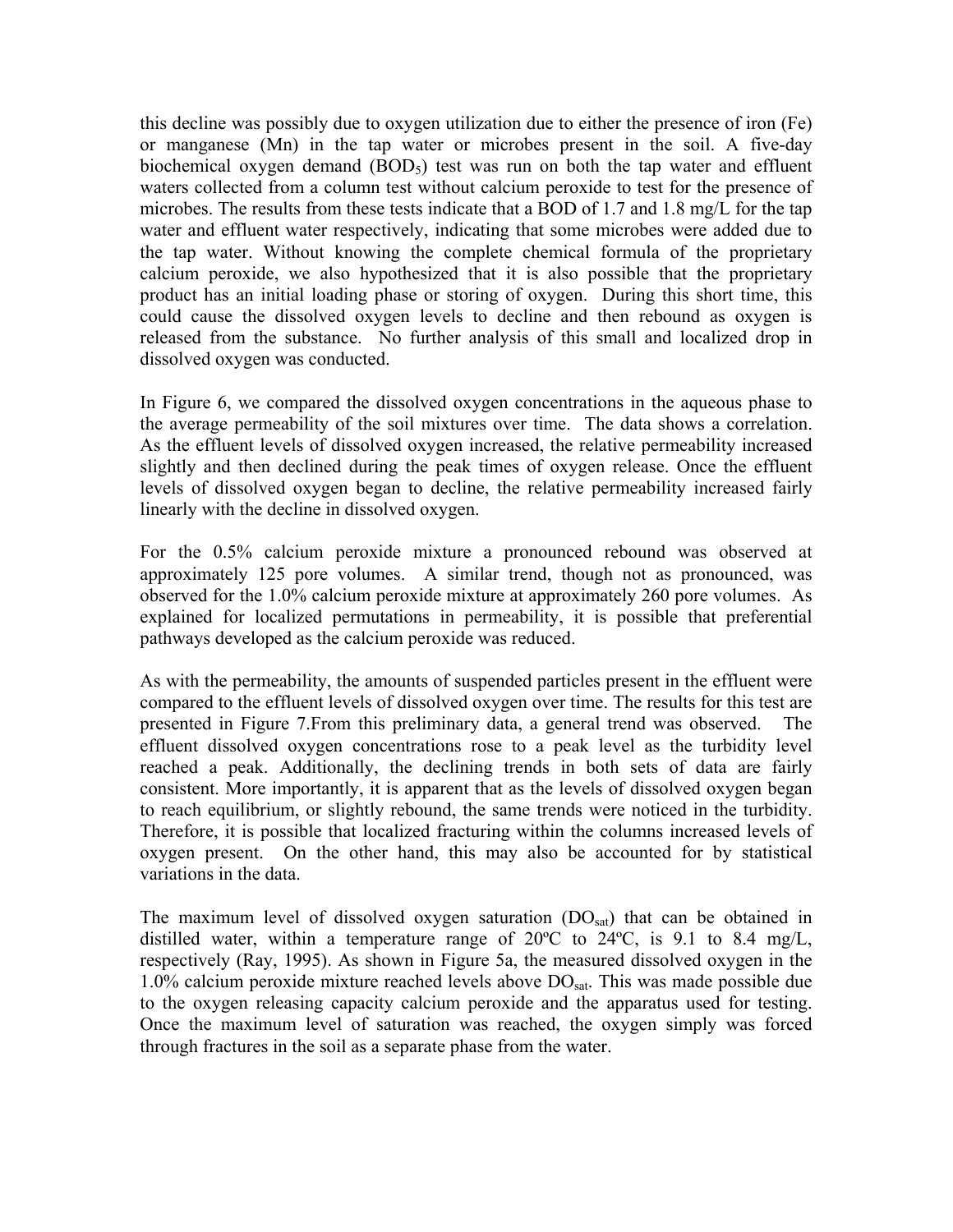this decline was possibly due to oxygen utilization due to either the presence of iron (Fe) or manganese (Mn) in the tap water or microbes present in the soil. A five-day biochemical oxygen demand ($BOD_5$) test was run on both the tap water and effluent waters collected from a column test without calcium peroxide to test for the presence of microbes. The results from these tests indicate that a BOD of 1.7 and 1.8 mg/L for the tap water and effluent water respectively, indicating that some microbes were added due to the tap water. Without knowing the complete chemical formula of the proprietary calcium peroxide, we also hypothesized that it is also possible that the proprietary product has an initial loading phase or storing of oxygen. During this short time, this could cause the dissolved oxygen levels to decline and then rebound as oxygen is released from the substance. No further analysis of this small and localized drop in dissolved oxygen was conducted.

In Figure 6, we compared the dissolved oxygen concentrations in the aqueous phase to the average permeability of the soil mixtures over time. The data shows a correlation. As the effluent levels of dissolved oxygen increased, the relative permeability increased slightly and then declined during the peak times of oxygen release. Once the effluent levels of dissolved oxygen began to decline, the relative permeability increased fairly linearly with the decline in dissolved oxygen.

For the 0.5% calcium peroxide mixture a pronounced rebound was observed at approximately 125 pore volumes. A similar trend, though not as pronounced, was observed for the 1.0% calcium peroxide mixture at approximately 260 pore volumes. As explained for localized permutations in permeability, it is possible that preferential pathways developed as the calcium peroxide was reduced.

As with the permeability, the amounts of suspended particles present in the effluent were compared to the effluent levels of dissolved oxygen over time. The results for this test are presented in Figure 7.From this preliminary data, a general trend was observed. The effluent dissolved oxygen concentrations rose to a peak level as the turbidity level reached a peak. Additionally, the declining trends in both sets of data are fairly consistent. More importantly, it is apparent that as the levels of dissolved oxygen began to reach equilibrium, or slightly rebound, the same trends were noticed in the turbidity. Therefore, it is possible that localized fracturing within the columns increased levels of oxygen present. On the other hand, this may also be accounted for by statistical variations in the data.

The maximum level of dissolved oxygen saturation ($DO_{sat}$) that can be obtained in distilled water, within a temperature range of 20ºC to 24ºC, is 9.1 to 8.4 mg/L, respectively (Ray, 1995). As shown in Figure 5a, the measured dissolved oxygen in the 1.0% calcium peroxide mixture reached levels above $DO_{sat}$. This was made possible due to the oxygen releasing capacity calcium peroxide and the apparatus used for testing. Once the maximum level of saturation was reached, the oxygen simply was forced through fractures in the soil as a separate phase from the water.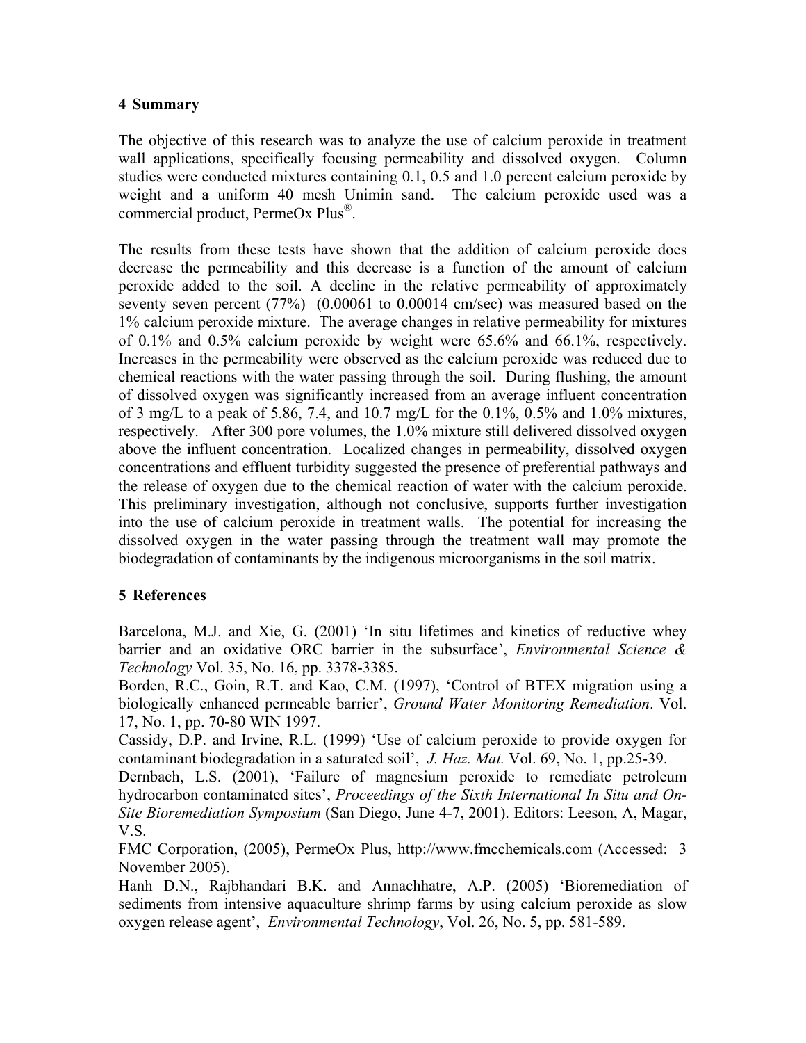## 4 Summary

The objective of this research was to analyze the use of calcium peroxide in treatment wall applications, specifically focusing permeability and dissolved oxygen. Column studies were conducted mixtures containing 0.1, 0.5 and 1.0 percent calcium peroxide by weight and a uniform 40 mesh Unimin sand. The calcium peroxide used was a commercial product, PermeOx Plus®.

The results from these tests have shown that the addition of calcium peroxide does decrease the permeability and this decrease is a function of the amount of calcium peroxide added to the soil. A decline in the relative permeability of approximately seventy seven percent (77%) (0.00061 to 0.00014 cm/sec) was measured based on the 1% calcium peroxide mixture. The average changes in relative permeability for mixtures of 0.1% and 0.5% calcium peroxide by weight were 65.6% and 66.1%, respectively. Increases in the permeability were observed as the calcium peroxide was reduced due to chemical reactions with the water passing through the soil. During flushing, the amount of dissolved oxygen was significantly increased from an average influent concentration of 3 mg/L to a peak of 5.86, 7.4, and 10.7 mg/L for the 0.1%, 0.5% and 1.0% mixtures, respectively. After 300 pore volumes, the 1.0% mixture still delivered dissolved oxygen above the influent concentration. Localized changes in permeability, dissolved oxygen concentrations and effluent turbidity suggested the presence of preferential pathways and the release of oxygen due to the chemical reaction of water with the calcium peroxide. This preliminary investigation, although not conclusive, supports further investigation into the use of calcium peroxide in treatment walls. The potential for increasing the dissolved oxygen in the water passing through the treatment wall may promote the biodegradation of contaminants by the indigenous microorganisms in the soil matrix.

## 5 References

Barcelona, M.J. and Xie, G. (2001) 'In situ lifetimes and kinetics of reductive whey barrier and an oxidative ORC barrier in the subsurface', *Environmental Science & Technology* Vol. 35, No. 16, pp. 3378-3385.

Borden, R.C., Goin, R.T. and Kao, C.M. (1997), 'Control of BTEX migration using a biologically enhanced permeable barrier', *Ground Water Monitoring Remediation*. Vol. 17, No. 1, pp. 70-80 WIN 1997.

Cassidy, D.P. and Irvine, R.L. (1999) 'Use of calcium peroxide to provide oxygen for contaminant biodegradation in a saturated soil', *J. Haz. Mat.* Vol. 69, No. 1, pp.25-39.

Dernbach, L.S. (2001), 'Failure of magnesium peroxide to remediate petroleum hydrocarbon contaminated sites', *Proceedings of the Sixth International In Situ and On-Site Bioremediation Symposium* (San Diego, June 4-7, 2001). Editors: Leeson, A, Magar, V.S.

FMC Corporation, (2005), PermeOx Plus, http://www.fmcchemicals.com (Accessed: 3 November 2005).

Hanh D.N., Rajbhandari B.K. and Annachhatre, A.P. (2005) 'Bioremediation of sediments from intensive aquaculture shrimp farms by using calcium peroxide as slow oxygen release agent', *Environmental Technology*, Vol. 26, No. 5, pp. 581-589.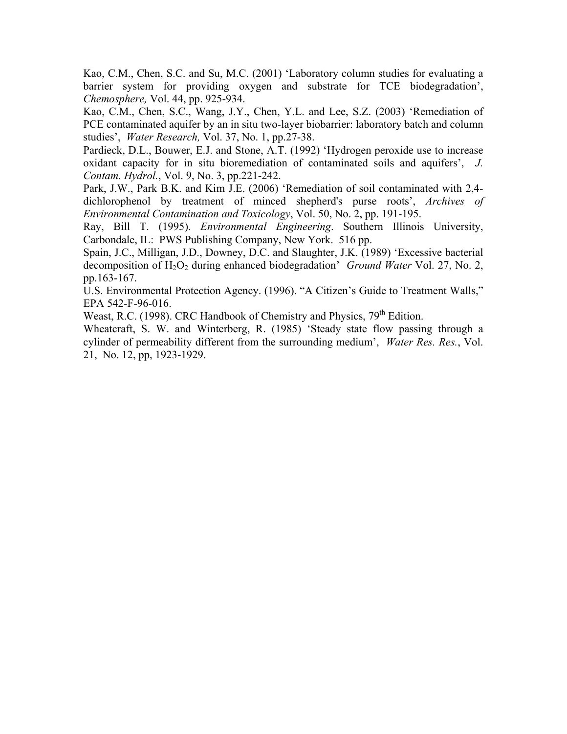Kao, C.M., Chen, S.C. and Su, M.C. (2001) 'Laboratory column studies for evaluating a barrier system for providing oxygen and substrate for TCE biodegradation', *Chemosphere,* Vol. 44, pp. 925-934.

Kao, C.M., Chen, S.C., Wang, J.Y., Chen, Y.L. and Lee, S.Z. (2003) 'Remediation of PCE contaminated aquifer by an in situ two-layer biobarrier: laboratory batch and column studies', *Water Research,* Vol. 37, No. 1, pp.27-38.

Pardieck, D.L., Bouwer, E.J. and Stone, A.T. (1992) 'Hydrogen peroxide use to increase oxidant capacity for in situ bioremediation of contaminated soils and aquifers', *J. Contam. Hydrol.*, Vol. 9, No. 3, pp.221-242.

Park, J.W., Park B.K. and Kim J.E. (2006) 'Remediation of soil contaminated with 2,4-dichlorophenol by treatment of minced shepherd's purse roots', *Archives of Environmental Contamination and Toxicology*, Vol. 50, No. 2, pp. 191-195.

Ray, Bill T. (1995). *Environmental Engineering*. Southern Illinois University, Carbondale, IL: PWS Publishing Company, New York. 516 pp.

Spain, J.C., Milligan, J.D., Downey, D.C. and Slaughter, J.K. (1989) 'Excessive bacterial decomposition of $H_2O_2$ during enhanced biodegradation' *Ground Water* Vol. 27, No. 2, pp.163-167.

U.S. Environmental Protection Agency. (1996). "A Citizen's Guide to Treatment Walls," EPA 542-F-96-016.

Weast, R.C. (1998). CRC Handbook of Chemistry and Physics, 79th Edition.

Wheatcraft, S. W. and Winterberg, R. (1985) 'Steady state flow passing through a cylinder of permeability different from the surrounding medium', *Water Res. Res.*, Vol. 21, No. 12, pp, 1923-1929.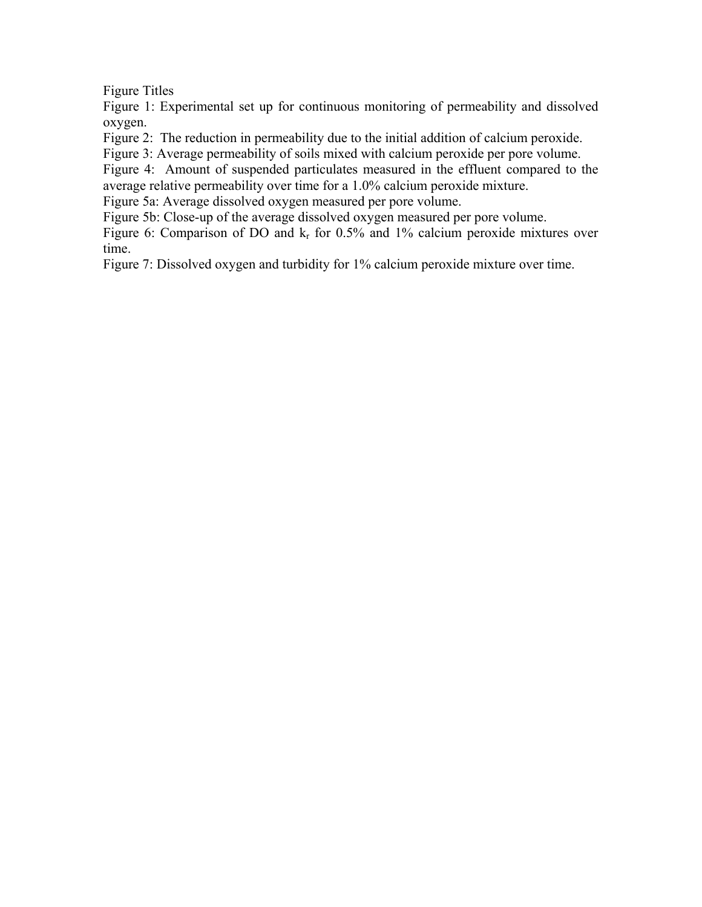Figure Titles

Figure 1: Experimental set up for continuous monitoring of permeability and dissolved oxygen.

Figure 2: The reduction in permeability due to the initial addition of calcium peroxide.

Figure 3: Average permeability of soils mixed with calcium peroxide per pore volume.

Figure 4: Amount of suspended particulates measured in the effluent compared to the average relative permeability over time for a 1.0% calcium peroxide mixture.

Figure 5a: Average dissolved oxygen measured per pore volume.

Figure 5b: Close-up of the average dissolved oxygen measured per pore volume.

Figure 6: Comparison of DO and $k_r$ for 0.5% and 1% calcium peroxide mixtures over time.

Figure 7: Dissolved oxygen and turbidity for 1% calcium peroxide mixture over time.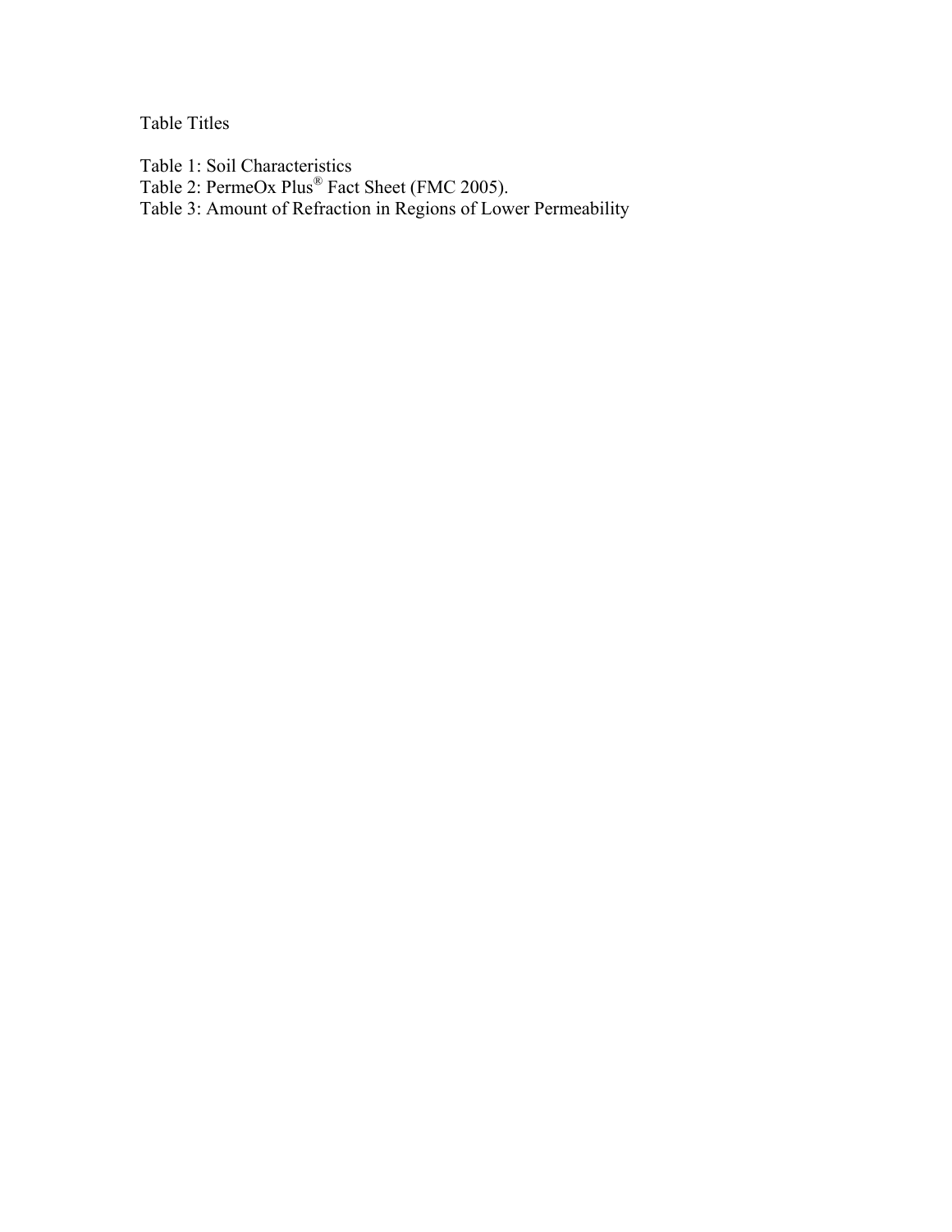Table Titles

Table 1: Soil Characteristics

Table 2: PermeOx Plus® Fact Sheet (FMC 2005).

Table 3: Amount of Refraction in Regions of Lower Permeability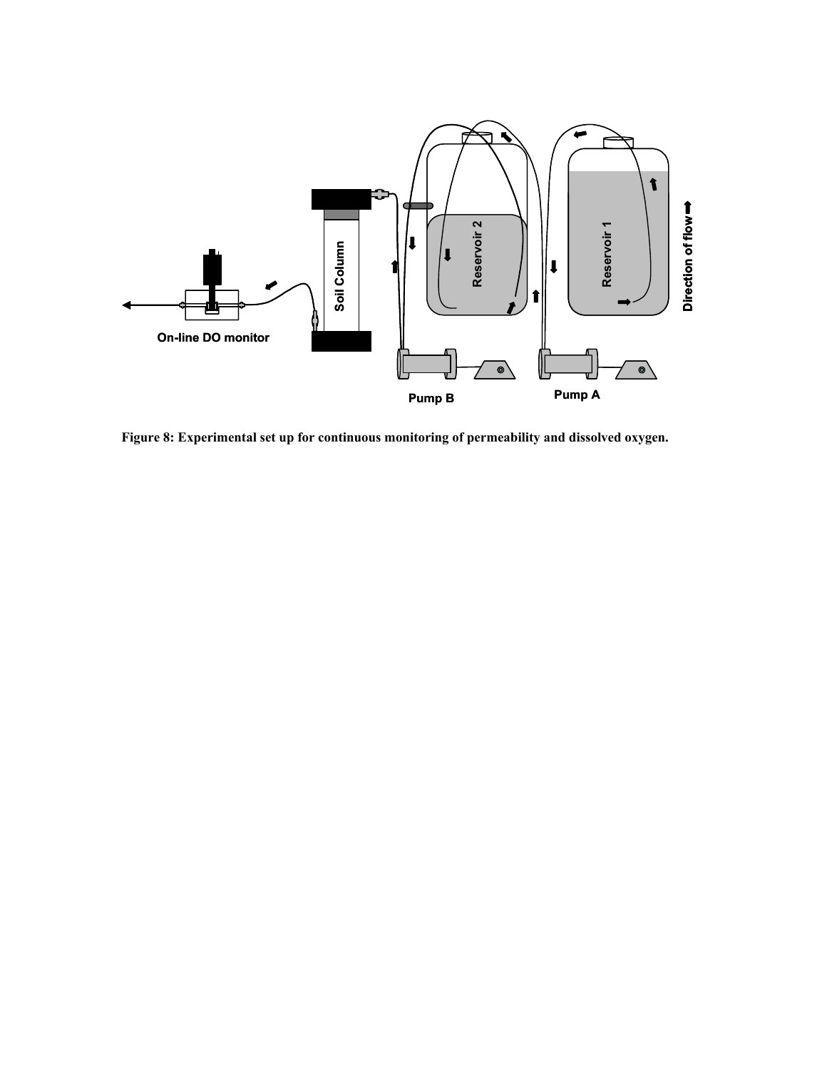**Figure 8: Experimental set up for continuous monitoring of permeability and dissolved oxygen.**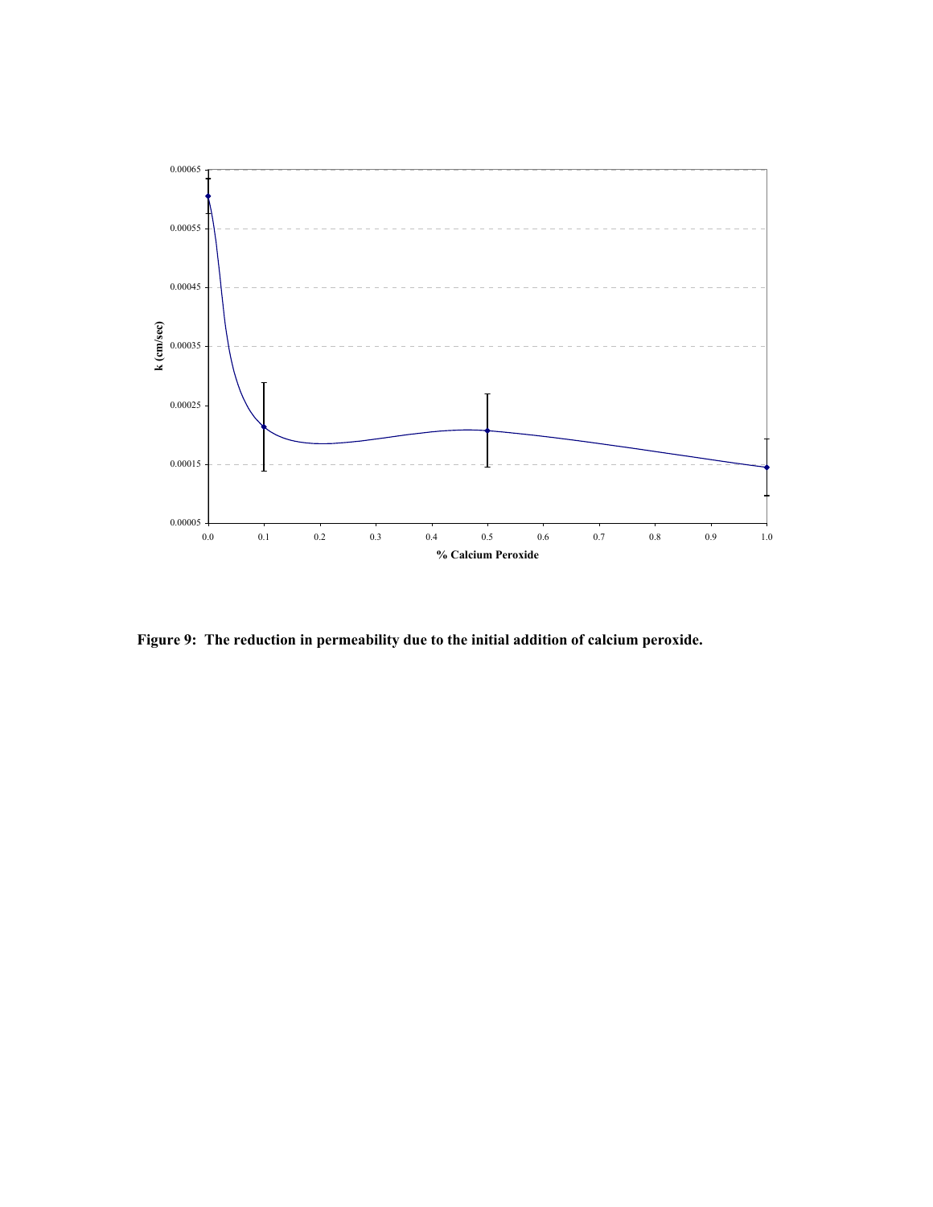**Figure 9: The reduction in permeability due to the initial addition of calcium peroxide.**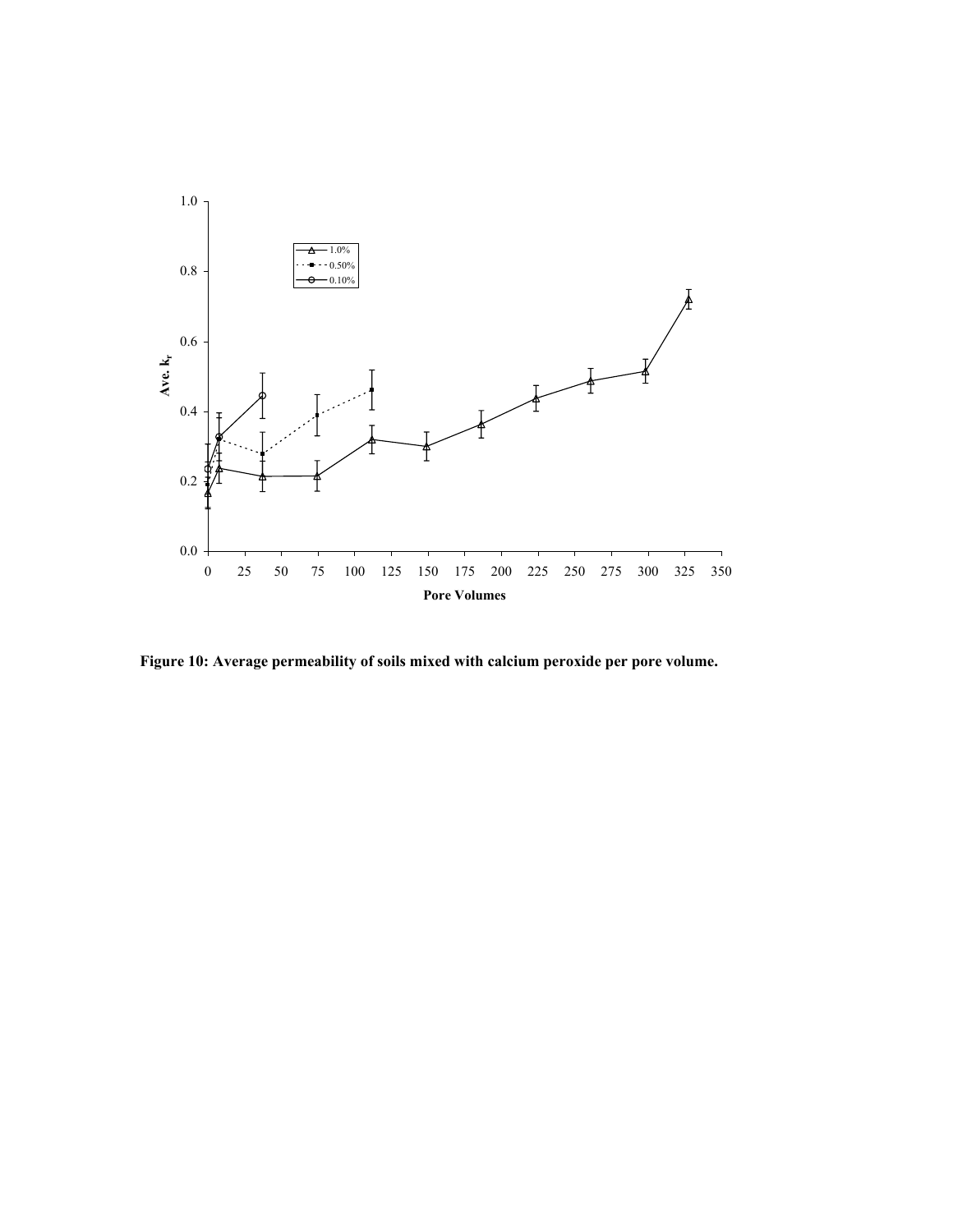**Figure 10: Average permeability of soils mixed with calcium peroxide per pore volume.**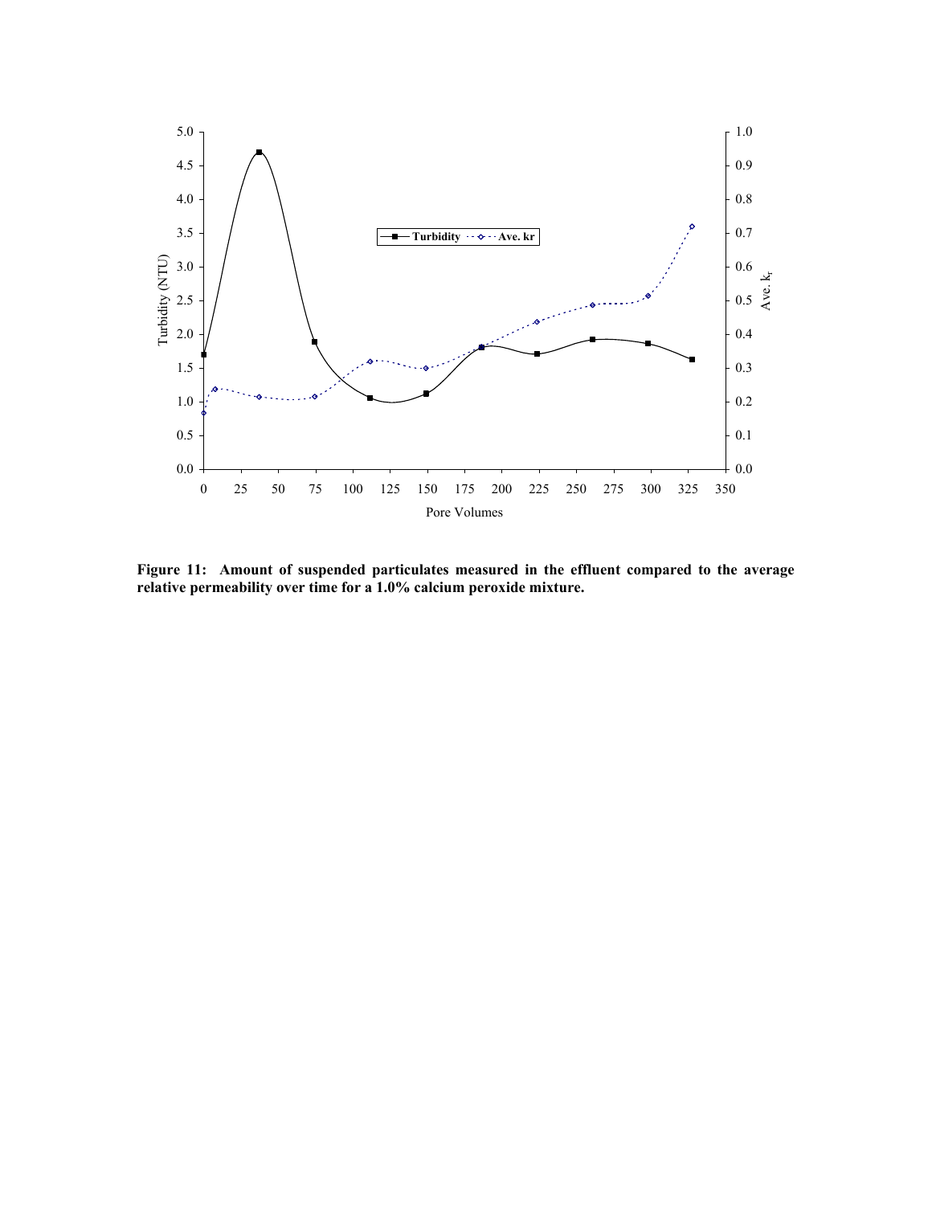**Figure 11: Amount of suspended particulates measured in the effluent compared to the average relative permeability over time for a 1.0% calcium peroxide mixture.**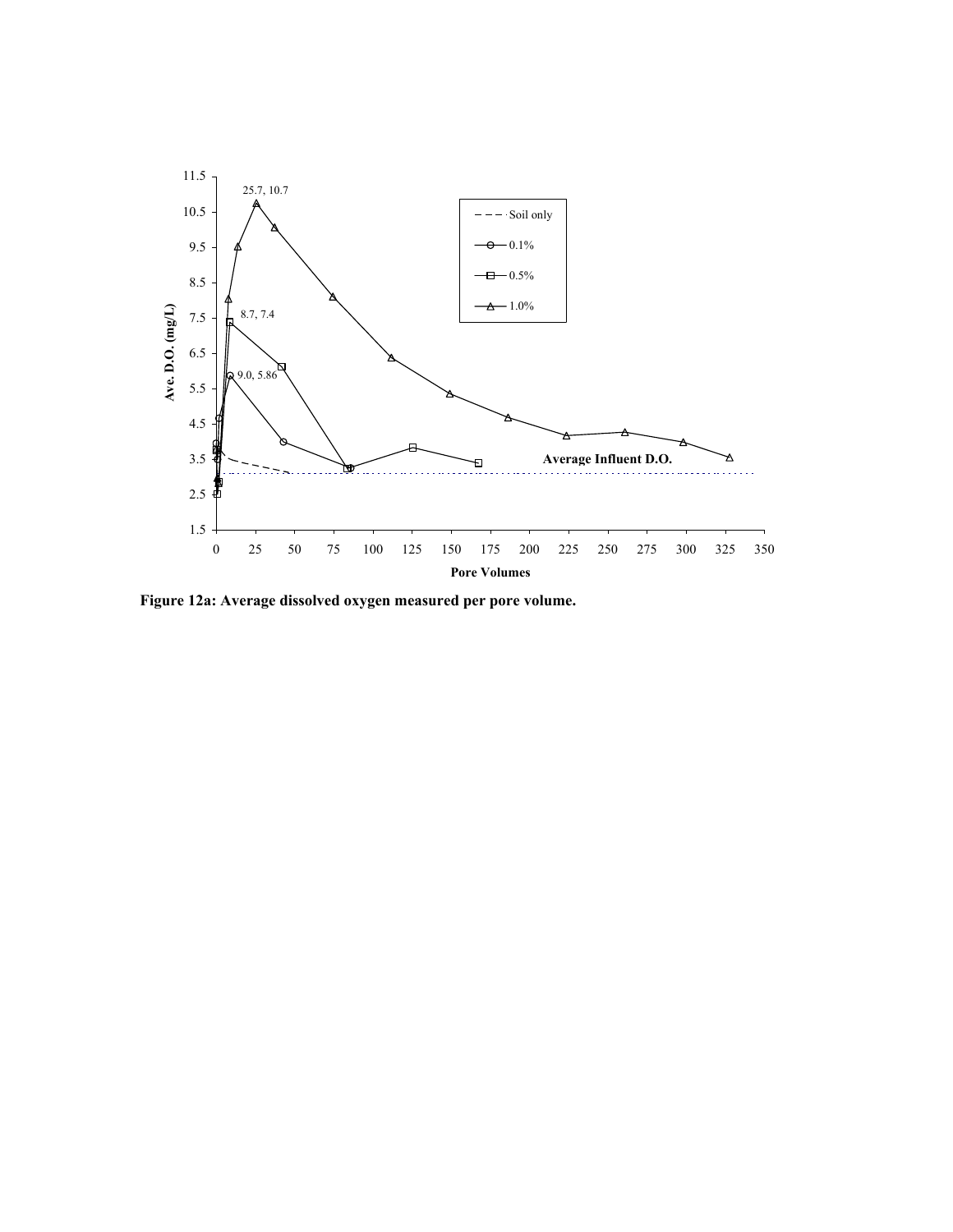Figure 12a: Average dissolved oxygen measured per pore volume.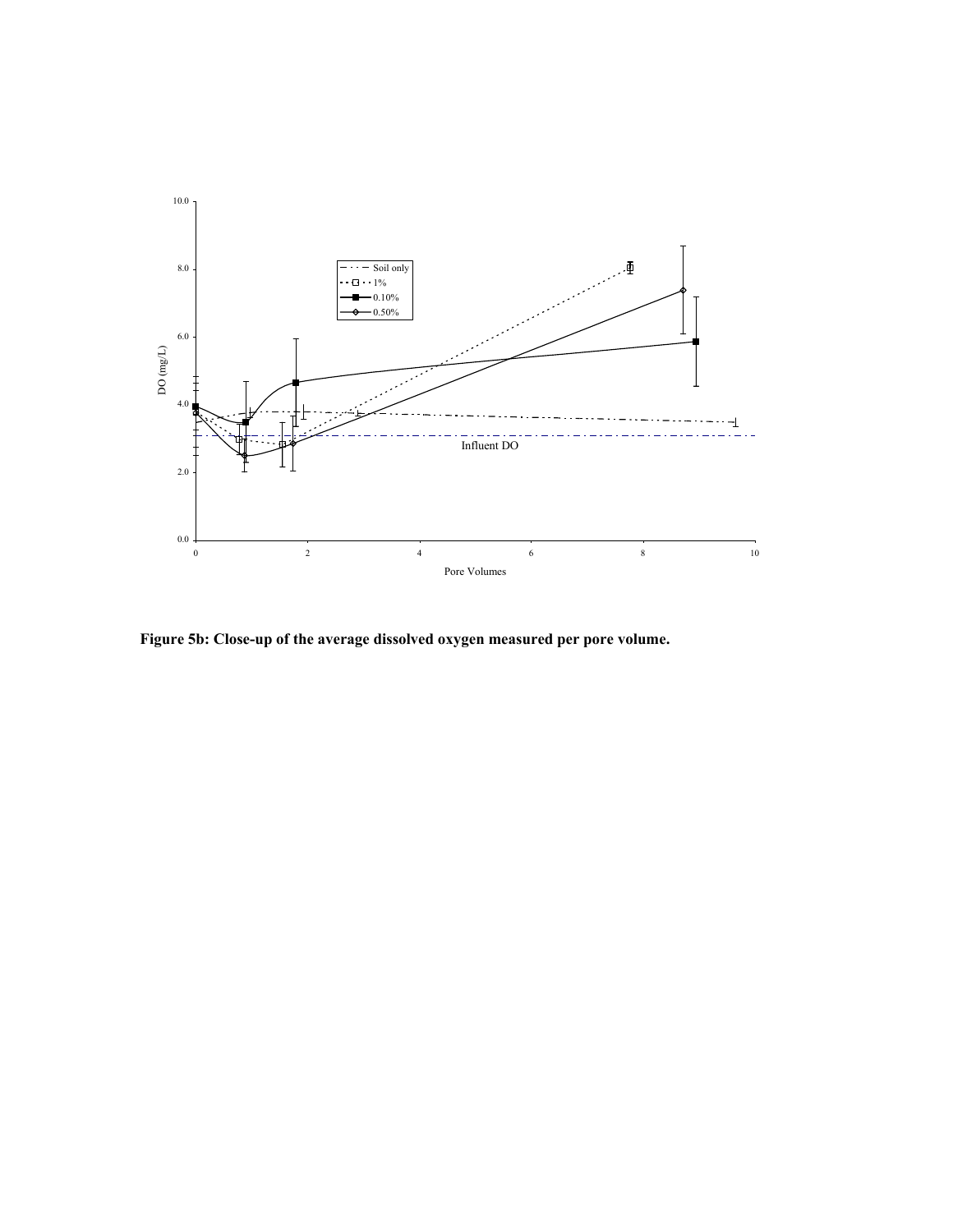**Figure 5b: Close-up of the average dissolved oxygen measured per pore volume.**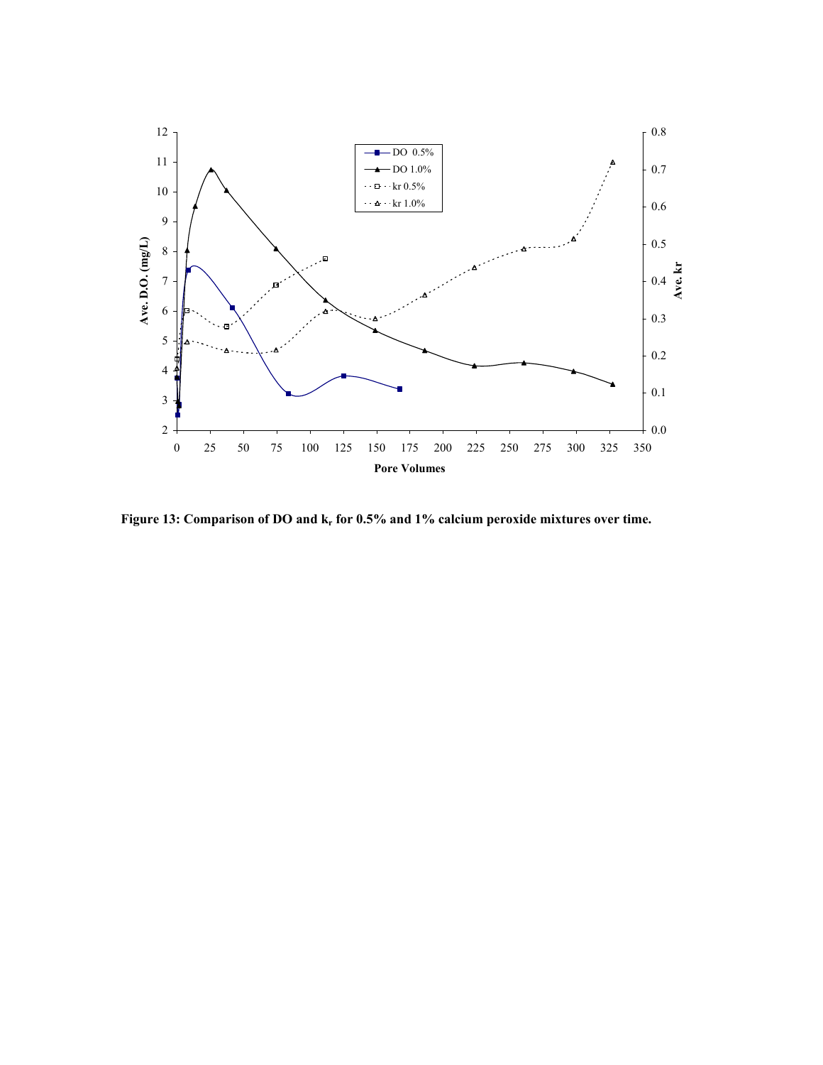**Figure 13: Comparison of DO and $k_r$ for 0.5% and 1% calcium peroxide mixtures over time.**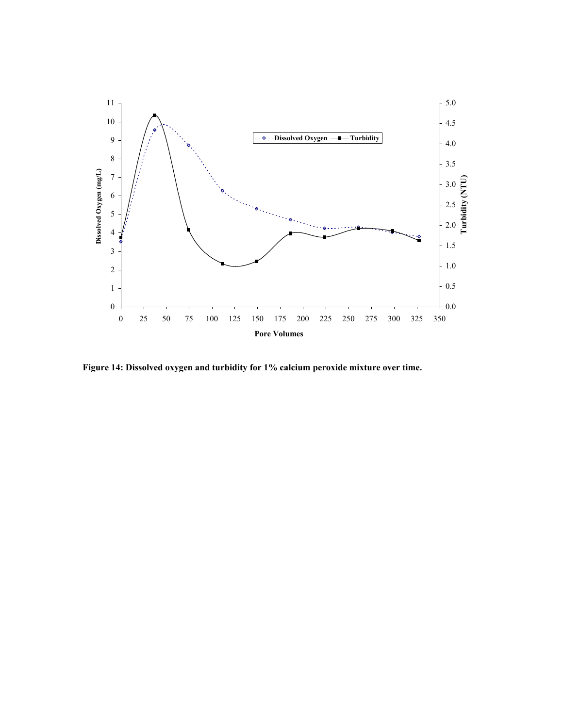**Figure 14: Dissolved oxygen and turbidity for 1% calcium peroxide mixture over time.**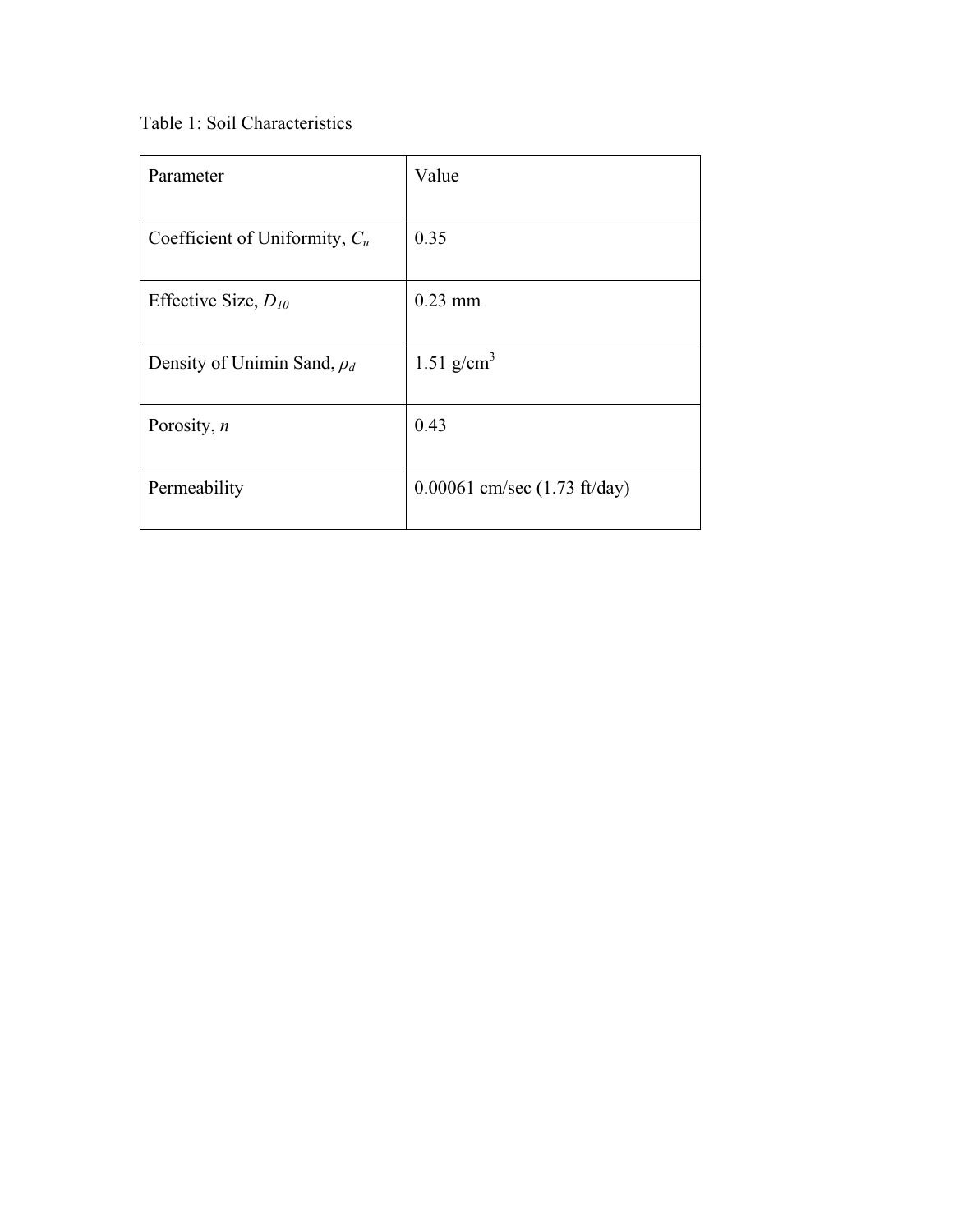Table 1: Soil Characteristics

| Parameter | Value |
| --- | --- |
| Coefficient of Uniformity, $C_u$ | 0.35 |
| Effective Size, $D_{10}$ | 0.23 mm |
| Density of Unimin Sand, $\rho_d$ | 1.51 g/cm$^3$ |
| Porosity, $n$ | 0.43 |
| Permeability | 0.00061 cm/sec (1.73 ft/day) |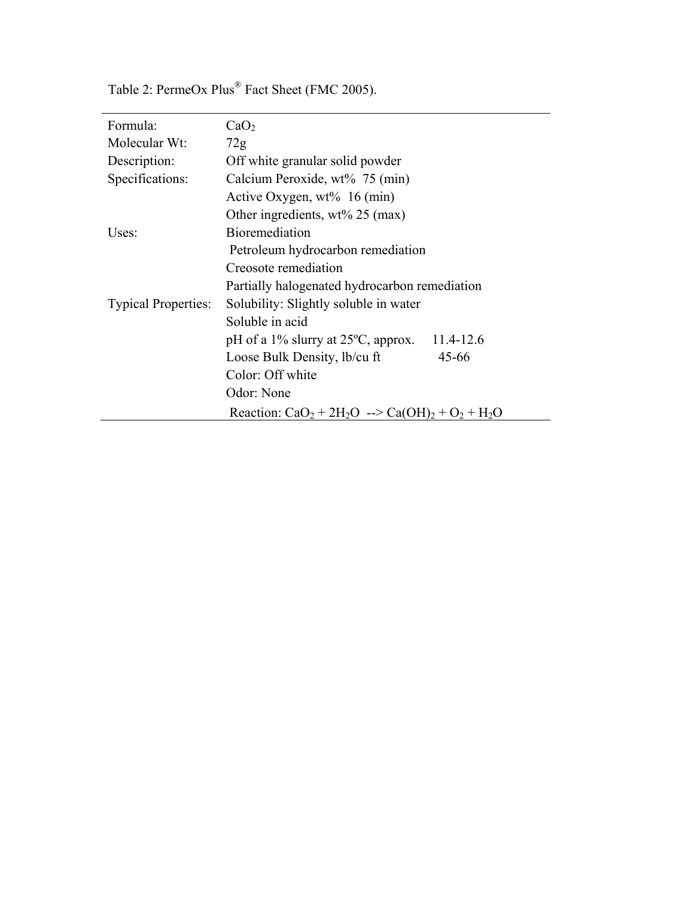Table 2: PermeOx Plus® Fact Sheet (FMC 2005).

| | |
|---|---|
| Formula: | $CaO_2$ |
| Molecular Wt: | 72g |
| Description: | Off white granular solid powder |
| Specifications: | Calcium Peroxide, wt% 75 (min) |
| | Active Oxygen, wt% 16 (min) |
| | Other ingredients, wt% 25 (max) |
| Uses: | Bioremediation |
| | Petroleum hydrocarbon remediation |
| | Creosote remediation |
| | Partially halogenated hydrocarbon remediation |
| Typical Properties: | Solubility: Slightly soluble in water |
| | Soluble in acid |
| | pH of a 1% slurry at 25ºC, approx. 11.4-12.6 |
| | Loose Bulk Density, lb/cu ft 45-66 |
| | Color: Off white |
| | Odor: None |
| | Reaction: $CaO_2 + 2H_2O \rightarrow Ca(OH)_2 + O_2 + H_2O$ |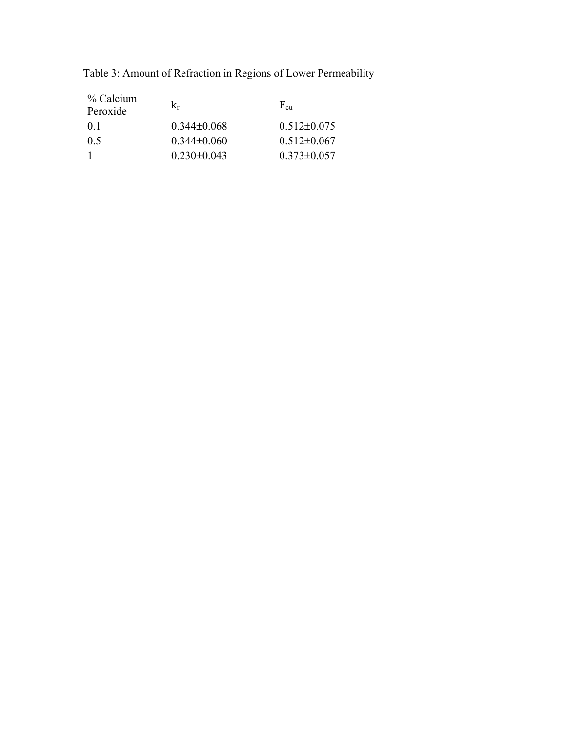Table 3: Amount of Refraction in Regions of Lower Permeability

| % Calcium Peroxide | $k_r$ | $F_{cu}$ |
|---|---|---|
| 0.1 | 0.344±0.068 | 0.512±0.075 |
| 0.5 | 0.344±0.060 | 0.512±0.067 |
| 1 | 0.230±0.043 | 0.373±0.057 |